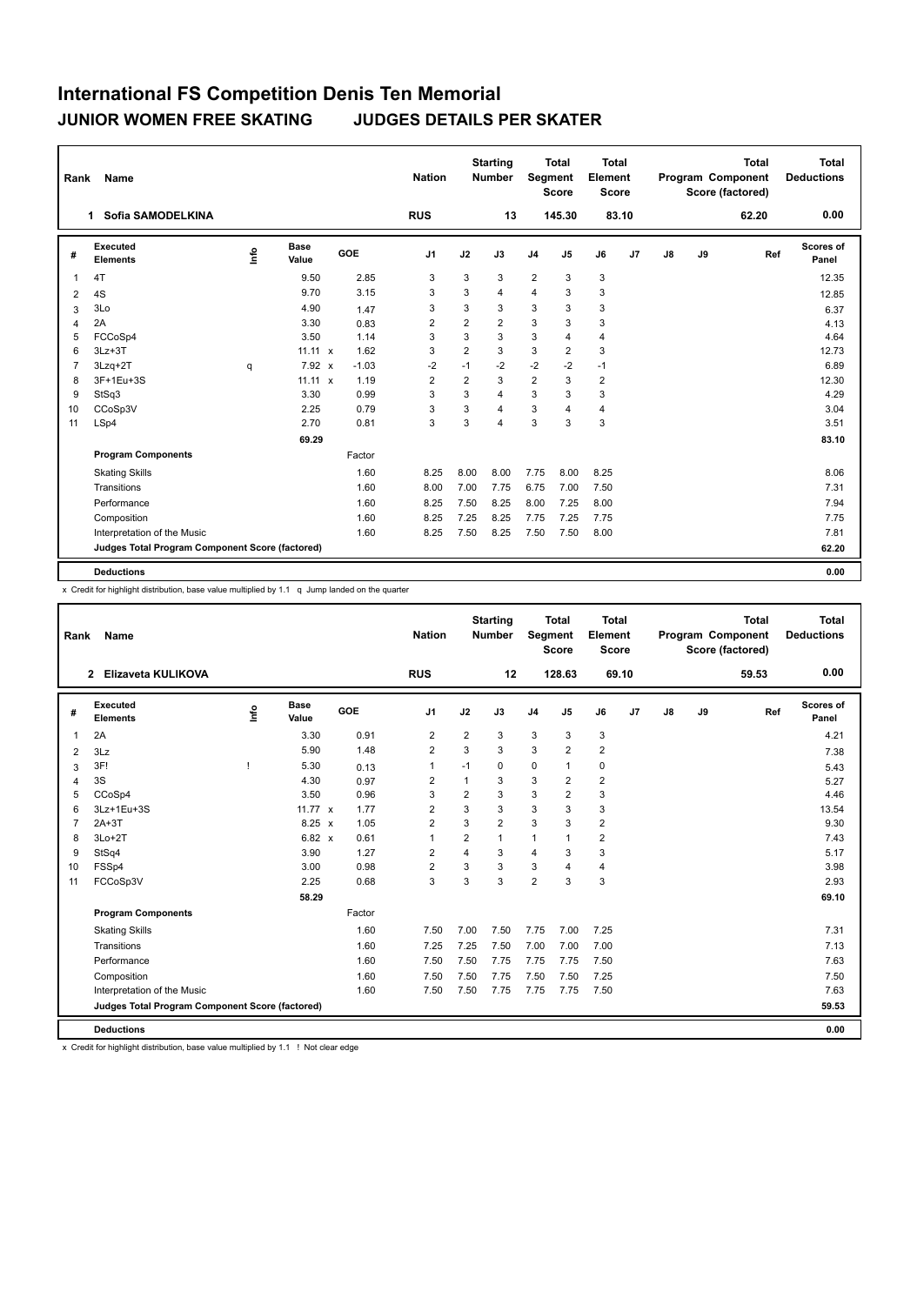# International FS Competition Denis Ten Memorial

## JUNIOR WOMEN FREE SKATING JUDGES DETAILS PER SKATER

| Rank | Name | Nation | Starting Number | Total Segment Score | Total Element Score | Total Program Component Score (factored) | Total Deductions |
|---|---|---|---|---|---|---|---|
| 1 | Sofia SAMODELKINA | RUS | 13 | 145.30 | 83.10 | 62.20 | 0.00 |

| # | Executed Elements | Info | Base Value | | GOE | J1 | J2 | J3 | J4 | J5 | J6 | J7 | J8 | J9 | Ref | Scores of Panel |
|---|---|---|---|---|---|---|---|---|---|---|---|---|---|---|---|---|
| 1 | 4T | | 9.50 | | 2.85 | 3 | 3 | 3 | 2 | 3 | 3 | | | | | 12.35 |
| 2 | 4S | | 9.70 | | 3.15 | 3 | 3 | 4 | 4 | 3 | 3 | | | | | 12.85 |
| 3 | 3Lo | | 4.90 | | 1.47 | 3 | 3 | 3 | 3 | 3 | 3 | | | | | 6.37 |
| 4 | 2A | | 3.30 | | 0.83 | 2 | 2 | 2 | 3 | 3 | 3 | | | | | 4.13 |
| 5 | FCCoSp4 | | 3.50 | | 1.14 | 3 | 3 | 3 | 3 | 4 | 4 | | | | | 4.64 |
| 6 | 3Lz+3T | | 11.11 | x | 1.62 | 3 | 2 | 3 | 3 | 2 | 3 | | | | | 12.73 |
| 7 | 3Lzq+2T | q | 7.92 | x | -1.03 | -2 | -1 | -2 | -2 | -2 | -1 | | | | | 6.89 |
| 8 | 3F+1Eu+3S | | 11.11 | x | 1.19 | 2 | 2 | 3 | 2 | 3 | 2 | | | | | 12.30 |
| 9 | StSq3 | | 3.30 | | 0.99 | 3 | 3 | 4 | 3 | 3 | 3 | | | | | 4.29 |
| 10 | CCoSp3V | | 2.25 | | 0.79 | 3 | 3 | 4 | 3 | 4 | 4 | | | | | 3.04 |
| 11 | LSp4 | | 2.70 | | 0.81 | 3 | 3 | 4 | 3 | 3 | 3 | | | | | 3.51 |
| | | | 69.29 | | | | | | | | | | | | | 83.10 |
| | **Program Components** | | | | Factor | | | | | | | | | | | |
| | Skating Skills | | | | 1.60 | 8.25 | 8.00 | 8.00 | 7.75 | 8.00 | 8.25 | | | | | 8.06 |
| | Transitions | | | | 1.60 | 8.00 | 7.00 | 7.75 | 6.75 | 7.00 | 7.50 | | | | | 7.31 |
| | Performance | | | | 1.60 | 8.25 | 7.50 | 8.25 | 8.00 | 7.25 | 8.00 | | | | | 7.94 |
| | Composition | | | | 1.60 | 8.25 | 7.25 | 8.25 | 7.75 | 7.25 | 7.75 | | | | | 7.75 |
| | Interpretation of the Music | | | | 1.60 | 8.25 | 7.50 | 8.25 | 7.50 | 7.50 | 8.00 | | | | | 7.81 |
| | **Judges Total Program Component Score (factored)** | | | | | | | | | | | | | | | 62.20 |
| | **Deductions** | | | | | | | | | | | | | | | 0.00 |

x Credit for highlight distribution, base value multiplied by 1.1 q Jump landed on the quarter

| Rank | Name | Nation | Starting Number | Total Segment Score | Total Element Score | Total Program Component Score (factored) | Total Deductions |
|---|---|---|---|---|---|---|---|
| 2 | Elizaveta KULIKOVA | RUS | 12 | 128.63 | 69.10 | 59.53 | 0.00 |

| # | Executed Elements | Info | Base Value | | GOE | J1 | J2 | J3 | J4 | J5 | J6 | J7 | J8 | J9 | Ref | Scores of Panel |
|---|---|---|---|---|---|---|---|---|---|---|---|---|---|---|---|---|
| 1 | 2A | | 3.30 | | 0.91 | 2 | 2 | 3 | 3 | 3 | 3 | | | | | 4.21 |
| 2 | 3Lz | | 5.90 | | 1.48 | 2 | 3 | 3 | 3 | 2 | 2 | | | | | 7.38 |
| 3 | 3F! | ! | 5.30 | | 0.13 | 1 | -1 | 0 | 0 | 1 | 0 | | | | | 5.43 |
| 4 | 3S | | 4.30 | | 0.97 | 2 | 1 | 3 | 3 | 2 | 2 | | | | | 5.27 |
| 5 | CCoSp4 | | 3.50 | | 0.96 | 3 | 2 | 3 | 3 | 2 | 3 | | | | | 4.46 |
| 6 | 3Lz+1Eu+3S | | 11.77 | x | 1.77 | 2 | 3 | 3 | 3 | 3 | 3 | | | | | 13.54 |
| 7 | 2A+3T | | 8.25 | x | 1.05 | 2 | 3 | 2 | 3 | 3 | 2 | | | | | 9.30 |
| 8 | 3Lo+2T | | 6.82 | x | 0.61 | 1 | 2 | 1 | 1 | 1 | 2 | | | | | 7.43 |
| 9 | StSq4 | | 3.90 | | 1.27 | 2 | 4 | 3 | 4 | 3 | 3 | | | | | 5.17 |
| 10 | FSSp4 | | 3.00 | | 0.98 | 2 | 3 | 3 | 3 | 4 | 4 | | | | | 3.98 |
| 11 | FCCoSp3V | | 2.25 | | 0.68 | 3 | 3 | 3 | 2 | 3 | 3 | | | | | 2.93 |
| | | | 58.29 | | | | | | | | | | | | | 69.10 |
| | **Program Components** | | | | Factor | | | | | | | | | | | |
| | Skating Skills | | | | 1.60 | 7.50 | 7.00 | 7.50 | 7.75 | 7.00 | 7.25 | | | | | 7.31 |
| | Transitions | | | | 1.60 | 7.25 | 7.25 | 7.50 | 7.00 | 7.00 | 7.00 | | | | | 7.13 |
| | Performance | | | | 1.60 | 7.50 | 7.50 | 7.75 | 7.75 | 7.75 | 7.50 | | | | | 7.63 |
| | Composition | | | | 1.60 | 7.50 | 7.50 | 7.75 | 7.50 | 7.50 | 7.25 | | | | | 7.50 |
| | Interpretation of the Music | | | | 1.60 | 7.50 | 7.50 | 7.75 | 7.75 | 7.75 | 7.50 | | | | | 7.63 |
| | **Judges Total Program Component Score (factored)** | | | | | | | | | | | | | | | 59.53 |
| | **Deductions** | | | | | | | | | | | | | | | 0.00 |

x Credit for highlight distribution, base value multiplied by 1.1 ! Not clear edge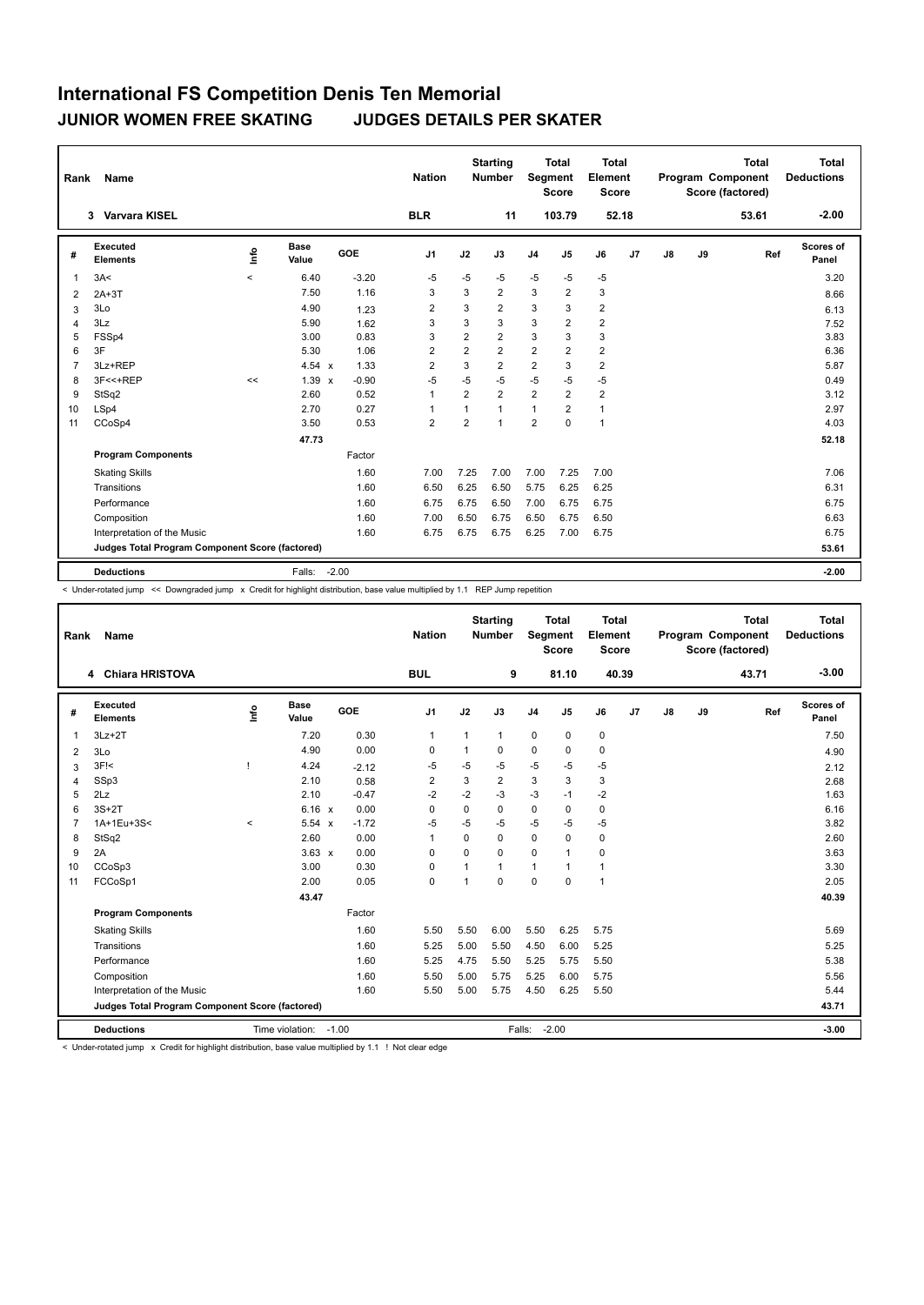# International FS Competition Denis Ten Memorial

## JUNIOR WOMEN FREE SKATING JUDGES DETAILS PER SKATER

| Rank | Name | Nation | Starting Number | Total Segment Score | Total Element Score | Total Program Component Score (factored) | Total Deductions |
|---|---|---|---|---|---|---|---|
| 3 | Varvara KISEL | BLR | 11 | 103.79 | 52.18 | 53.61 | -2.00 |

| # | Executed Elements | Info | Base Value | | GOE | J1 | J2 | J3 | J4 | J5 | J6 | J7 | J8 | J9 | Ref | Scores of Panel |
|---|---|---|---|---|---|---|---|---|---|---|---|---|---|---|---|---|
| 1 | 3A< | < | 6.40 | | -3.20 | -5 | -5 | -5 | -5 | -5 | -5 | | | | | 3.20 |
| 2 | 2A+3T | | 7.50 | | 1.16 | 3 | 3 | 2 | 3 | 2 | 3 | | | | | 8.66 |
| 3 | 3Lo | | 4.90 | | 1.23 | 2 | 3 | 2 | 3 | 3 | 2 | | | | | 6.13 |
| 4 | 3Lz | | 5.90 | | 1.62 | 3 | 3 | 3 | 3 | 2 | 2 | | | | | 7.52 |
| 5 | FSSp4 | | 3.00 | | 0.83 | 3 | 2 | 2 | 3 | 3 | 3 | | | | | 3.83 |
| 6 | 3F | | 5.30 | | 1.06 | 2 | 2 | 2 | 2 | 2 | 2 | | | | | 6.36 |
| 7 | 3Lz+REP | | 4.54 | x | 1.33 | 2 | 3 | 2 | 2 | 3 | 2 | | | | | 5.87 |
| 8 | 3F<<+REP | << | 1.39 | x | -0.90 | -5 | -5 | -5 | -5 | -5 | -5 | | | | | 0.49 |
| 9 | StSq2 | | 2.60 | | 0.52 | 1 | 2 | 2 | 2 | 2 | 2 | | | | | 3.12 |
| 10 | LSp4 | | 2.70 | | 0.27 | 1 | 1 | 1 | 1 | 2 | 1 | | | | | 2.97 |
| 11 | CCoSp4 | | 3.50 | | 0.53 | 2 | 2 | 1 | 2 | 0 | 1 | | | | | 4.03 |
| | | | 47.73 | | | | | | | | | | | | | 52.18 |
| | **Program Components** | | | | Factor | | | | | | | | | | | |
| | Skating Skills | | | | 1.60 | 7.00 | 7.25 | 7.00 | 7.00 | 7.25 | 7.00 | | | | | 7.06 |
| | Transitions | | | | 1.60 | 6.50 | 6.25 | 6.50 | 5.75 | 6.25 | 6.25 | | | | | 6.31 |
| | Performance | | | | 1.60 | 6.75 | 6.75 | 6.50 | 7.00 | 6.75 | 6.75 | | | | | 6.75 |
| | Composition | | | | 1.60 | 7.00 | 6.50 | 6.75 | 6.50 | 6.75 | 6.50 | | | | | 6.63 |
| | Interpretation of the Music | | | | 1.60 | 6.75 | 6.75 | 6.75 | 6.25 | 7.00 | 6.75 | | | | | 6.75 |
| | **Judges Total Program Component Score (factored)** | | | | | | | | | | | | | | | 53.61 |
| | **Deductions** | | Falls: | | -2.00 | | | | | | | | | | | -2.00 |

< Under-rotated jump << Downgraded jump x Credit for highlight distribution, base value multiplied by 1.1 REP Jump repetition

| Rank | Name | Nation | Starting Number | Total Segment Score | Total Element Score | Total Program Component Score (factored) | Total Deductions |
|---|---|---|---|---|---|---|---|
| 4 | Chiara HRISTOVA | BUL | 9 | 81.10 | 40.39 | 43.71 | -3.00 |

| # | Executed Elements | Info | Base Value | | GOE | J1 | J2 | J3 | J4 | J5 | J6 | J7 | J8 | J9 | Ref | Scores of Panel |
|---|---|---|---|---|---|---|---|---|---|---|---|---|---|---|---|---|
| 1 | 3Lz+2T | | 7.20 | | 0.30 | 1 | 1 | 1 | 0 | 0 | 0 | | | | | 7.50 |
| 2 | 3Lo | | 4.90 | | 0.00 | 0 | 1 | 0 | 0 | 0 | 0 | | | | | 4.90 |
| 3 | 3F!< | ! | 4.24 | | -2.12 | -5 | -5 | -5 | -5 | -5 | -5 | | | | | 2.12 |
| 4 | SSp3 | | 2.10 | | 0.58 | 2 | 3 | 2 | 3 | 3 | 3 | | | | | 2.68 |
| 5 | 2Lz | | 2.10 | | -0.47 | -2 | -2 | -3 | -3 | -1 | -2 | | | | | 1.63 |
| 6 | 3S+2T | | 6.16 | x | 0.00 | 0 | 0 | 0 | 0 | 0 | 0 | | | | | 6.16 |
| 7 | 1A+1Eu+3S< | < | 5.54 | x | -1.72 | -5 | -5 | -5 | -5 | -5 | -5 | | | | | 3.82 |
| 8 | StSq2 | | 2.60 | | 0.00 | 1 | 0 | 0 | 0 | 0 | 0 | | | | | 2.60 |
| 9 | 2A | | 3.63 | x | 0.00 | 0 | 0 | 0 | 0 | 1 | 0 | | | | | 3.63 |
| 10 | CCoSp3 | | 3.00 | | 0.30 | 0 | 1 | 1 | 1 | 1 | 1 | | | | | 3.30 |
| 11 | FCCoSp1 | | 2.00 | | 0.05 | 0 | 1 | 0 | 0 | 0 | 1 | | | | | 2.05 |
| | | | 43.47 | | | | | | | | | | | | | 40.39 |
| | **Program Components** | | | | Factor | | | | | | | | | | | |
| | Skating Skills | | | | 1.60 | 5.50 | 5.50 | 6.00 | 5.50 | 6.25 | 5.75 | | | | | 5.69 |
| | Transitions | | | | 1.60 | 5.25 | 5.00 | 5.50 | 4.50 | 6.00 | 5.25 | | | | | 5.25 |
| | Performance | | | | 1.60 | 5.25 | 4.75 | 5.50 | 5.25 | 5.75 | 5.50 | | | | | 5.38 |
| | Composition | | | | 1.60 | 5.50 | 5.00 | 5.75 | 5.25 | 6.00 | 5.75 | | | | | 5.56 |
| | Interpretation of the Music | | | | 1.60 | 5.50 | 5.00 | 5.75 | 4.50 | 6.25 | 5.50 | | | | | 5.44 |
| | **Judges Total Program Component Score (factored)** | | | | | | | | | | | | | | | 43.71 |
| | **Deductions** | | Time violation: | | -1.00 | | | | Falls: | -2.00 | | | | | | -3.00 |

< Under-rotated jump x Credit for highlight distribution, base value multiplied by 1.1 ! Not clear edge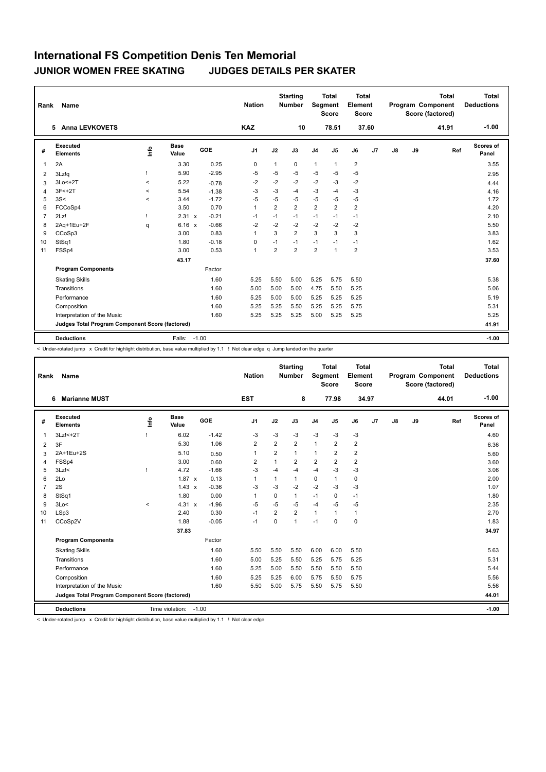# International FS Competition Denis Ten Memorial

## JUNIOR WOMEN FREE SKATING — JUDGES DETAILS PER SKATER

| Rank | Name | Nation | Starting Number | Total Segment Score | Total Element Score | Total Program Component Score (factored) | Total Deductions |
|---|---|---|---|---|---|---|---|
| 5 | Anna LEVKOVETS | KAZ | 10 | 78.51 | 37.60 | 41.91 | -1.00 |

| # | Executed Elements | Info | Base Value | | GOE | J1 | J2 | J3 | J4 | J5 | J6 | J7 | J8 | J9 | Ref | Scores of Panel |
|---|---|---|---|---|---|---|---|---|---|---|---|---|---|---|---|---|
| 1 | 2A | | 3.30 | | 0.25 | 0 | 1 | 0 | 1 | 1 | 2 | | | | | 3.55 |
| 2 | 3Lz!q | ! | 5.90 | | -2.95 | -5 | -5 | -5 | -5 | -5 | -5 | | | | | 2.95 |
| 3 | 3Lo<+2T | < | 5.22 | | -0.78 | -2 | -2 | -2 | -2 | -3 | -2 | | | | | 4.44 |
| 4 | 3F<+2T | < | 5.54 | | -1.38 | -3 | -3 | -4 | -3 | -4 | -3 | | | | | 4.16 |
| 5 | 3S< | < | 3.44 | | -1.72 | -5 | -5 | -5 | -5 | -5 | -5 | | | | | 1.72 |
| 6 | FCCoSp4 | | 3.50 | | 0.70 | 1 | 2 | 2 | 2 | 2 | 2 | | | | | 4.20 |
| 7 | 2Lz! | ! | 2.31 | x | -0.21 | -1 | -1 | -1 | -1 | -1 | -1 | | | | | 2.10 |
| 8 | 2Aq+1Eu+2F | q | 6.16 | x | -0.66 | -2 | -2 | -2 | -2 | -2 | -2 | | | | | 5.50 |
| 9 | CCoSp3 | | 3.00 | | 0.83 | 1 | 3 | 2 | 3 | 3 | 3 | | | | | 3.83 |
| 10 | StSq1 | | 1.80 | | -0.18 | 0 | -1 | -1 | -1 | -1 | -1 | | | | | 1.62 |
| 11 | FSSp4 | | 3.00 | | 0.53 | 1 | 2 | 2 | 2 | 1 | 2 | | | | | 3.53 |
| | | | 43.17 | | | | | | | | | | | | | 37.60 |
| | **Program Components** | | | | Factor | | | | | | | | | | | |
| | Skating Skills | | | | 1.60 | 5.25 | 5.50 | 5.00 | 5.25 | 5.75 | 5.50 | | | | | 5.38 |
| | Transitions | | | | 1.60 | 5.00 | 5.00 | 5.00 | 4.75 | 5.50 | 5.25 | | | | | 5.06 |
| | Performance | | | | 1.60 | 5.25 | 5.00 | 5.00 | 5.25 | 5.25 | 5.25 | | | | | 5.19 |
| | Composition | | | | 1.60 | 5.25 | 5.25 | 5.50 | 5.25 | 5.25 | 5.75 | | | | | 5.31 |
| | Interpretation of the Music | | | | 1.60 | 5.25 | 5.25 | 5.25 | 5.00 | 5.25 | 5.25 | | | | | 5.25 |
| | **Judges Total Program Component Score (factored)** | | | | | | | | | | | | | | | 41.91 |
| | **Deductions** | | Falls: | | -1.00 | | | | | | | | | | | -1.00 |

< Under-rotated jump x Credit for highlight distribution, base value multiplied by 1.1 ! Not clear edge q Jump landed on the quarter

| Rank | Name | Nation | Starting Number | Total Segment Score | Total Element Score | Total Program Component Score (factored) | Total Deductions |
|---|---|---|---|---|---|---|---|
| 6 | Marianne MUST | EST | 8 | 77.98 | 34.97 | 44.01 | -1.00 |

| # | Executed Elements | Info | Base Value | | GOE | J1 | J2 | J3 | J4 | J5 | J6 | J7 | J8 | J9 | Ref | Scores of Panel |
|---|---|---|---|---|---|---|---|---|---|---|---|---|---|---|---|---|
| 1 | 3Lz!<+2T | ! | 6.02 | | -1.42 | -3 | -3 | -3 | -3 | -3 | -3 | | | | | 4.60 |
| 2 | 3F | | 5.30 | | 1.06 | 2 | 2 | 2 | 1 | 2 | 2 | | | | | 6.36 |
| 3 | 2A+1Eu+2S | | 5.10 | | 0.50 | 1 | 2 | 1 | 1 | 2 | 2 | | | | | 5.60 |
| 4 | FSSp4 | | 3.00 | | 0.60 | 2 | 1 | 2 | 2 | 2 | 2 | | | | | 3.60 |
| 5 | 3Lz!< | ! | 4.72 | | -1.66 | -3 | -4 | -4 | -4 | -3 | -3 | | | | | 3.06 |
| 6 | 2Lo | | 1.87 | x | 0.13 | 1 | 1 | 1 | 0 | 1 | 0 | | | | | 2.00 |
| 7 | 2S | | 1.43 | x | -0.36 | -3 | -3 | -2 | -2 | -3 | -3 | | | | | 1.07 |
| 8 | StSq1 | | 1.80 | | 0.00 | 1 | 0 | 1 | -1 | 0 | -1 | | | | | 1.80 |
| 9 | 3Lo< | < | 4.31 | x | -1.96 | -5 | -5 | -5 | -4 | -5 | -5 | | | | | 2.35 |
| 10 | LSp3 | | 2.40 | | 0.30 | -1 | 2 | 2 | 1 | 1 | 1 | | | | | 2.70 |
| 11 | CCoSp2V | | 1.88 | | -0.05 | -1 | 0 | 1 | -1 | 0 | 0 | | | | | 1.83 |
| | | | 37.83 | | | | | | | | | | | | | 34.97 |
| | **Program Components** | | | | Factor | | | | | | | | | | | |
| | Skating Skills | | | | 1.60 | 5.50 | 5.50 | 5.50 | 6.00 | 6.00 | 5.50 | | | | | 5.63 |
| | Transitions | | | | 1.60 | 5.00 | 5.25 | 5.50 | 5.25 | 5.75 | 5.25 | | | | | 5.31 |
| | Performance | | | | 1.60 | 5.25 | 5.00 | 5.50 | 5.50 | 5.50 | 5.50 | | | | | 5.44 |
| | Composition | | | | 1.60 | 5.25 | 5.25 | 6.00 | 5.75 | 5.50 | 5.75 | | | | | 5.56 |
| | Interpretation of the Music | | | | 1.60 | 5.50 | 5.00 | 5.75 | 5.50 | 5.75 | 5.50 | | | | | 5.56 |
| | **Judges Total Program Component Score (factored)** | | | | | | | | | | | | | | | 44.01 |
| | **Deductions** | | Time violation: | | -1.00 | | | | | | | | | | | -1.00 |

< Under-rotated jump x Credit for highlight distribution, base value multiplied by 1.1 ! Not clear edge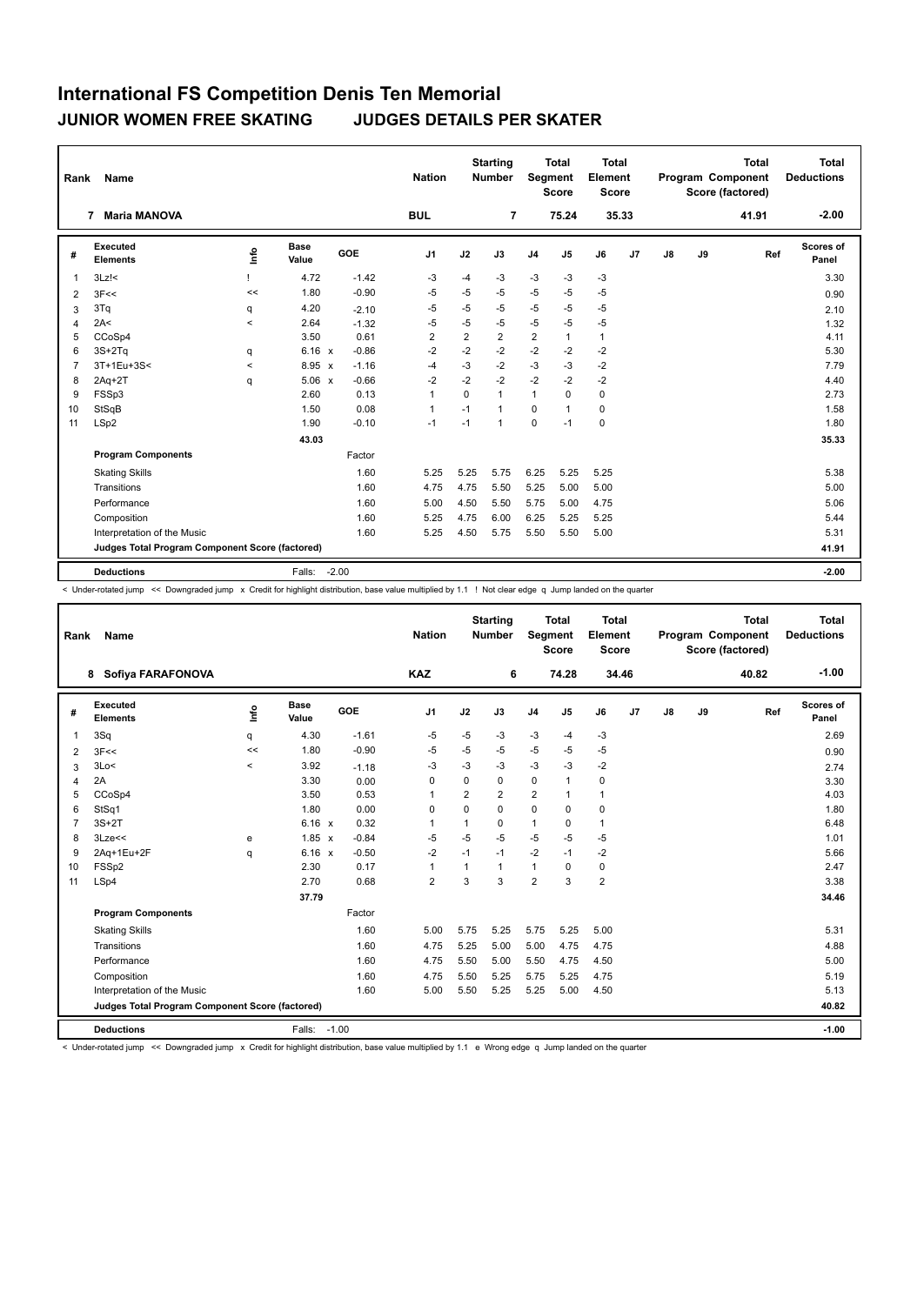# International FS Competition Denis Ten Memorial

## JUNIOR WOMEN FREE SKATING JUDGES DETAILS PER SKATER

| Rank | Name | Nation | Starting Number | Total Segment Score | Total Element Score | Total Program Component Score (factored) | Total Deductions |
|---|---|---|---|---|---|---|---|
| 7 | Maria MANOVA | BUL | 7 | 75.24 | 35.33 | 41.91 | -2.00 |

| # | Executed Elements | Info | Base Value | | GOE | J1 | J2 | J3 | J4 | J5 | J6 | J7 | J8 | J9 | Ref | Scores of Panel |
|---|---|---|---|---|---|---|---|---|---|---|---|---|---|---|---|---|
| 1 | 3Lz!< | ! | 4.72 | | -1.42 | -3 | -4 | -3 | -3 | -3 | -3 | | | | | 3.30 |
| 2 | 3F<< | << | 1.80 | | -0.90 | -5 | -5 | -5 | -5 | -5 | -5 | | | | | 0.90 |
| 3 | 3Tq | q | 4.20 | | -2.10 | -5 | -5 | -5 | -5 | -5 | -5 | | | | | 2.10 |
| 4 | 2A< | < | 2.64 | | -1.32 | -5 | -5 | -5 | -5 | -5 | -5 | | | | | 1.32 |
| 5 | CCoSp4 | | 3.50 | | 0.61 | 2 | 2 | 2 | 2 | 1 | 1 | | | | | 4.11 |
| 6 | 3S+2Tq | q | 6.16 | x | -0.86 | -2 | -2 | -2 | -2 | -2 | -2 | | | | | 5.30 |
| 7 | 3T+1Eu+3S< | < | 8.95 | x | -1.16 | -4 | -3 | -2 | -3 | -3 | -2 | | | | | 7.79 |
| 8 | 2Aq+2T | q | 5.06 | x | -0.66 | -2 | -2 | -2 | -2 | -2 | -2 | | | | | 4.40 |
| 9 | FSSp3 | | 2.60 | | 0.13 | 1 | 0 | 1 | 1 | 0 | 0 | | | | | 2.73 |
| 10 | StSqB | | 1.50 | | 0.08 | 1 | -1 | 1 | 0 | 1 | 0 | | | | | 1.58 |
| 11 | LSp2 | | 1.90 | | -0.10 | -1 | -1 | 1 | 0 | -1 | 0 | | | | | 1.80 |
| | | | 43.03 | | | | | | | | | | | | | 35.33 |
| | **Program Components** | | | | Factor | | | | | | | | | | | |
| | Skating Skills | | | | 1.60 | 5.25 | 5.25 | 5.75 | 6.25 | 5.25 | 5.25 | | | | | 5.38 |
| | Transitions | | | | 1.60 | 4.75 | 4.75 | 5.50 | 5.25 | 5.00 | 5.00 | | | | | 5.00 |
| | Performance | | | | 1.60 | 5.00 | 4.50 | 5.50 | 5.75 | 5.00 | 4.75 | | | | | 5.06 |
| | Composition | | | | 1.60 | 5.25 | 4.75 | 6.00 | 6.25 | 5.25 | 5.25 | | | | | 5.44 |
| | Interpretation of the Music | | | | 1.60 | 5.25 | 4.50 | 5.75 | 5.50 | 5.50 | 5.00 | | | | | 5.31 |
| | **Judges Total Program Component Score (factored)** | | | | | | | | | | | | | | | **41.91** |
| | **Deductions** | | Falls: | | -2.00 | | | | | | | | | | | **-2.00** |

< Under-rotated jump << Downgraded jump x Credit for highlight distribution, base value multiplied by 1.1 ! Not clear edge q Jump landed on the quarter

| Rank | Name | Nation | Starting Number | Total Segment Score | Total Element Score | Total Program Component Score (factored) | Total Deductions |
|---|---|---|---|---|---|---|---|
| 8 | Sofiya FARAFONOVA | KAZ | 6 | 74.28 | 34.46 | 40.82 | -1.00 |

| # | Executed Elements | Info | Base Value | | GOE | J1 | J2 | J3 | J4 | J5 | J6 | J7 | J8 | J9 | Ref | Scores of Panel |
|---|---|---|---|---|---|---|---|---|---|---|---|---|---|---|---|---|
| 1 | 3Sq | q | 4.30 | | -1.61 | -5 | -5 | -3 | -3 | -4 | -3 | | | | | 2.69 |
| 2 | 3F<< | << | 1.80 | | -0.90 | -5 | -5 | -5 | -5 | -5 | -5 | | | | | 0.90 |
| 3 | 3Lo< | < | 3.92 | | -1.18 | -3 | -3 | -3 | -3 | -3 | -2 | | | | | 2.74 |
| 4 | 2A | | 3.30 | | 0.00 | 0 | 0 | 0 | 0 | 1 | 0 | | | | | 3.30 |
| 5 | CCoSp4 | | 3.50 | | 0.53 | 1 | 2 | 2 | 2 | 1 | 1 | | | | | 4.03 |
| 6 | StSq1 | | 1.80 | | 0.00 | 0 | 0 | 0 | 0 | 0 | 0 | | | | | 1.80 |
| 7 | 3S+2T | | 6.16 | x | 0.32 | 1 | 1 | 0 | 1 | 0 | 1 | | | | | 6.48 |
| 8 | 3Lze<< | e | 1.85 | x | -0.84 | -5 | -5 | -5 | -5 | -5 | -5 | | | | | 1.01 |
| 9 | 2Aq+1Eu+2F | q | 6.16 | x | -0.50 | -2 | -1 | -1 | -2 | -1 | -2 | | | | | 5.66 |
| 10 | FSSp2 | | 2.30 | | 0.17 | 1 | 1 | 1 | 1 | 0 | 0 | | | | | 2.47 |
| 11 | LSp4 | | 2.70 | | 0.68 | 2 | 3 | 3 | 2 | 3 | 2 | | | | | 3.38 |
| | | | 37.79 | | | | | | | | | | | | | 34.46 |
| | **Program Components** | | | | Factor | | | | | | | | | | | |
| | Skating Skills | | | | 1.60 | 5.00 | 5.75 | 5.25 | 5.75 | 5.25 | 5.00 | | | | | 5.31 |
| | Transitions | | | | 1.60 | 4.75 | 5.25 | 5.00 | 5.00 | 4.75 | 4.75 | | | | | 4.88 |
| | Performance | | | | 1.60 | 4.75 | 5.50 | 5.00 | 5.50 | 4.75 | 4.50 | | | | | 5.00 |
| | Composition | | | | 1.60 | 4.75 | 5.50 | 5.25 | 5.75 | 5.25 | 4.75 | | | | | 5.19 |
| | Interpretation of the Music | | | | 1.60 | 5.00 | 5.50 | 5.25 | 5.25 | 5.00 | 4.50 | | | | | 5.13 |
| | **Judges Total Program Component Score (factored)** | | | | | | | | | | | | | | | **40.82** |
| | **Deductions** | | Falls: | | -1.00 | | | | | | | | | | | **-1.00** |

< Under-rotated jump << Downgraded jump x Credit for highlight distribution, base value multiplied by 1.1 e Wrong edge q Jump landed on the quarter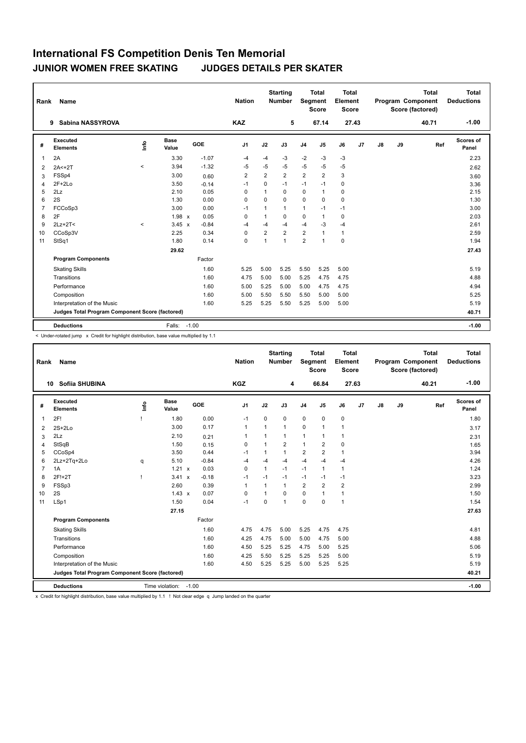# International FS Competition Denis Ten Memorial

## JUNIOR WOMEN FREE SKATING JUDGES DETAILS PER SKATER

| Rank | Name | Nation | Starting Number | Total Segment Score | Total Element Score | Total Program Component Score (factored) | Total Deductions |
|---|---|---|---|---|---|---|---|
| 9 | Sabina NASSYROVA | KAZ | 5 | 67.14 | 27.43 | 40.71 | -1.00 |

| # | Executed Elements | Info | Base Value | | GOE | J1 | J2 | J3 | J4 | J5 | J6 | J7 | J8 | J9 | Ref | Scores of Panel |
|---|---|---|---|---|---|---|---|---|---|---|---|---|---|---|---|---|
| 1 | 2A | | 3.30 | | -1.07 | -4 | -4 | -3 | -2 | -3 | -3 | | | | | 2.23 |
| 2 | 2A<+2T | < | 3.94 | | -1.32 | -5 | -5 | -5 | -5 | -5 | -5 | | | | | 2.62 |
| 3 | FSSp4 | | 3.00 | | 0.60 | 2 | 2 | 2 | 2 | 2 | 3 | | | | | 3.60 |
| 4 | 2F+2Lo | | 3.50 | | -0.14 | -1 | 0 | -1 | -1 | -1 | 0 | | | | | 3.36 |
| 5 | 2Lz | | 2.10 | | 0.05 | 0 | 1 | 0 | 0 | 1 | 0 | | | | | 2.15 |
| 6 | 2S | | 1.30 | | 0.00 | 0 | 0 | 0 | 0 | 0 | 0 | | | | | 1.30 |
| 7 | FCCoSp3 | | 3.00 | | 0.00 | -1 | 1 | 1 | 1 | -1 | -1 | | | | | 3.00 |
| 8 | 2F | | 1.98 | x | 0.05 | 0 | 1 | 0 | 0 | 1 | 0 | | | | | 2.03 |
| 9 | 2Lz+2T< | < | 3.45 | x | -0.84 | -4 | -4 | -4 | -4 | -3 | -4 | | | | | 2.61 |
| 10 | CCoSp3V | | 2.25 | | 0.34 | 0 | 2 | 2 | 2 | 1 | 1 | | | | | 2.59 |
| 11 | StSq1 | | 1.80 | | 0.14 | 0 | 1 | 1 | 2 | 1 | 0 | | | | | 1.94 |
| | | | 29.62 | | | | | | | | | | | | | 27.43 |
| | **Program Components** | | | | Factor | | | | | | | | | | | |
| | Skating Skills | | | | 1.60 | 5.25 | 5.00 | 5.25 | 5.50 | 5.25 | 5.00 | | | | | 5.19 |
| | Transitions | | | | 1.60 | 4.75 | 5.00 | 5.00 | 5.25 | 4.75 | 4.75 | | | | | 4.88 |
| | Performance | | | | 1.60 | 5.00 | 5.25 | 5.00 | 5.00 | 4.75 | 4.75 | | | | | 4.94 |
| | Composition | | | | 1.60 | 5.00 | 5.50 | 5.50 | 5.50 | 5.00 | 5.00 | | | | | 5.25 |
| | Interpretation of the Music | | | | 1.60 | 5.25 | 5.25 | 5.50 | 5.25 | 5.00 | 5.00 | | | | | 5.19 |
| | **Judges Total Program Component Score (factored)** | | | | | | | | | | | | | | | 40.71 |
| | **Deductions** | | Falls: | -1.00 | | | | | | | | | | | | -1.00 |

< Under-rotated jump x Credit for highlight distribution, base value multiplied by 1.1

| Rank | Name | Nation | Starting Number | Total Segment Score | Total Element Score | Total Program Component Score (factored) | Total Deductions |
|---|---|---|---|---|---|---|---|
| 10 | Sofiia SHUBINA | KGZ | 4 | 66.84 | 27.63 | 40.21 | -1.00 |

| # | Executed Elements | Info | Base Value | | GOE | J1 | J2 | J3 | J4 | J5 | J6 | J7 | J8 | J9 | Ref | Scores of Panel |
|---|---|---|---|---|---|---|---|---|---|---|---|---|---|---|---|---|
| 1 | 2F! | ! | 1.80 | | 0.00 | -1 | 0 | 0 | 0 | 0 | 0 | | | | | 1.80 |
| 2 | 2S+2Lo | | 3.00 | | 0.17 | 1 | 1 | 1 | 0 | 1 | 1 | | | | | 3.17 |
| 3 | 2Lz | | 2.10 | | 0.21 | 1 | 1 | 1 | 1 | 1 | 1 | | | | | 2.31 |
| 4 | StSqB | | 1.50 | | 0.15 | 0 | 1 | 2 | 1 | 2 | 0 | | | | | 1.65 |
| 5 | CCoSp4 | | 3.50 | | 0.44 | -1 | 1 | 1 | 2 | 2 | 1 | | | | | 3.94 |
| 6 | 2Lz+2Tq+2Lo | q | 5.10 | | -0.84 | -4 | -4 | -4 | -4 | -4 | -4 | | | | | 4.26 |
| 7 | 1A | | 1.21 | x | 0.03 | 0 | 1 | -1 | -1 | 1 | 1 | | | | | 1.24 |
| 8 | 2F!+2T | ! | 3.41 | x | -0.18 | -1 | -1 | -1 | -1 | -1 | -1 | | | | | 3.23 |
| 9 | FSSp3 | | 2.60 | | 0.39 | 1 | 1 | 1 | 2 | 2 | 2 | | | | | 2.99 |
| 10 | 2S | | 1.43 | x | 0.07 | 0 | 1 | 0 | 0 | 1 | 1 | | | | | 1.50 |
| 11 | LSp1 | | 1.50 | | 0.04 | -1 | 0 | 1 | 0 | 0 | 1 | | | | | 1.54 |
| | | | 27.15 | | | | | | | | | | | | | 27.63 |
| | **Program Components** | | | | Factor | | | | | | | | | | | |
| | Skating Skills | | | | 1.60 | 4.75 | 4.75 | 5.00 | 5.25 | 4.75 | 4.75 | | | | | 4.81 |
| | Transitions | | | | 1.60 | 4.25 | 4.75 | 5.00 | 5.00 | 4.75 | 5.00 | | | | | 4.88 |
| | Performance | | | | 1.60 | 4.50 | 5.25 | 5.25 | 4.75 | 5.00 | 5.25 | | | | | 5.06 |
| | Composition | | | | 1.60 | 4.25 | 5.50 | 5.25 | 5.25 | 5.25 | 5.00 | | | | | 5.19 |
| | Interpretation of the Music | | | | 1.60 | 4.50 | 5.25 | 5.25 | 5.00 | 5.25 | 5.25 | | | | | 5.19 |
| | **Judges Total Program Component Score (factored)** | | | | | | | | | | | | | | | 40.21 |
| | **Deductions** | | Time violation: | -1.00 | | | | | | | | | | | | -1.00 |

x Credit for highlight distribution, base value multiplied by 1.1 ! Not clear edge q Jump landed on the quarter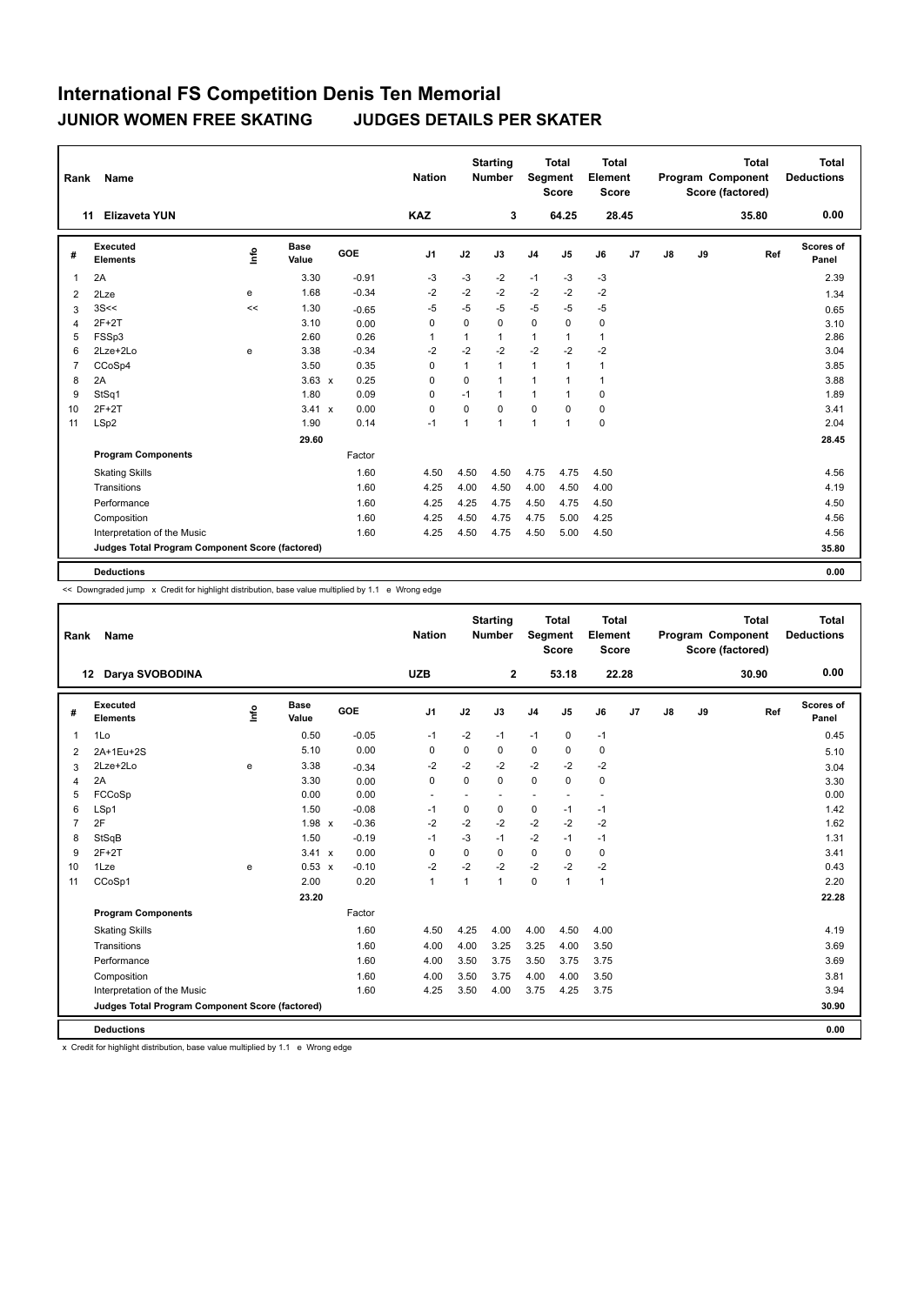# International FS Competition Denis Ten Memorial

**JUNIOR WOMEN FREE SKATING JUDGES DETAILS PER SKATER**

| Rank | Name | Nation | Starting Number | Total Segment Score | Total Element Score | Total Program Component Score (factored) | Total Deductions |
|---|---|---|---|---|---|---|---|
| 11 | Elizaveta YUN | KAZ | 3 | 64.25 | 28.45 | 35.80 | 0.00 |

| # | Executed Elements | Info | Base Value | | GOE | J1 | J2 | J3 | J4 | J5 | J6 | J7 | J8 | J9 | Ref | Scores of Panel |
|---|---|---|---|---|---|---|---|---|---|---|---|---|---|---|---|---|
| 1 | 2A | | 3.30 | | -0.91 | -3 | -3 | -2 | -1 | -3 | -3 | | | | | 2.39 |
| 2 | 2Lze | e | 1.68 | | -0.34 | -2 | -2 | -2 | -2 | -2 | -2 | | | | | 1.34 |
| 3 | 3S<< | << | 1.30 | | -0.65 | -5 | -5 | -5 | -5 | -5 | -5 | | | | | 0.65 |
| 4 | 2F+2T | | 3.10 | | 0.00 | 0 | 0 | 0 | 0 | 0 | 0 | | | | | 3.10 |
| 5 | FSSp3 | | 2.60 | | 0.26 | 1 | 1 | 1 | 1 | 1 | 1 | | | | | 2.86 |
| 6 | 2Lze+2Lo | e | 3.38 | | -0.34 | -2 | -2 | -2 | -2 | -2 | -2 | | | | | 3.04 |
| 7 | CCoSp4 | | 3.50 | | 0.35 | 0 | 1 | 1 | 1 | 1 | 1 | | | | | 3.85 |
| 8 | 2A | | 3.63 | x | 0.25 | 0 | 0 | 1 | 1 | 1 | 1 | | | | | 3.88 |
| 9 | StSq1 | | 1.80 | | 0.09 | 0 | -1 | 1 | 1 | 1 | 0 | | | | | 1.89 |
| 10 | 2F+2T | | 3.41 | x | 0.00 | 0 | 0 | 0 | 0 | 0 | 0 | | | | | 3.41 |
| 11 | LSp2 | | 1.90 | | 0.14 | -1 | 1 | 1 | 1 | 1 | 0 | | | | | 2.04 |
| | | | 29.60 | | | | | | | | | | | | | 28.45 |
| | **Program Components** | | | | Factor | | | | | | | | | | | |
| | Skating Skills | | | | 1.60 | 4.50 | 4.50 | 4.50 | 4.75 | 4.75 | 4.50 | | | | | 4.56 |
| | Transitions | | | | 1.60 | 4.25 | 4.00 | 4.50 | 4.00 | 4.50 | 4.00 | | | | | 4.19 |
| | Performance | | | | 1.60 | 4.25 | 4.25 | 4.75 | 4.50 | 4.75 | 4.50 | | | | | 4.50 |
| | Composition | | | | 1.60 | 4.25 | 4.50 | 4.75 | 4.75 | 5.00 | 4.25 | | | | | 4.56 |
| | Interpretation of the Music | | | | 1.60 | 4.25 | 4.50 | 4.75 | 4.50 | 5.00 | 4.50 | | | | | 4.56 |
| | **Judges Total Program Component Score (factored)** | | | | | | | | | | | | | | | 35.80 |
| | **Deductions** | | | | | | | | | | | | | | | 0.00 |

<< Downgraded jump x Credit for highlight distribution, base value multiplied by 1.1 e Wrong edge

| Rank | Name | Nation | Starting Number | Total Segment Score | Total Element Score | Total Program Component Score (factored) | Total Deductions |
|---|---|---|---|---|---|---|---|
| 12 | Darya SVOBODINA | UZB | 2 | 53.18 | 22.28 | 30.90 | 0.00 |

| # | Executed Elements | Info | Base Value | | GOE | J1 | J2 | J3 | J4 | J5 | J6 | J7 | J8 | J9 | Ref | Scores of Panel |
|---|---|---|---|---|---|---|---|---|---|---|---|---|---|---|---|---|
| 1 | 1Lo | | 0.50 | | -0.05 | -1 | -2 | -1 | -1 | 0 | -1 | | | | | 0.45 |
| 2 | 2A+1Eu+2S | | 5.10 | | 0.00 | 0 | 0 | 0 | 0 | 0 | 0 | | | | | 5.10 |
| 3 | 2Lze+2Lo | e | 3.38 | | -0.34 | -2 | -2 | -2 | -2 | -2 | -2 | | | | | 3.04 |
| 4 | 2A | | 3.30 | | 0.00 | 0 | 0 | 0 | 0 | 0 | 0 | | | | | 3.30 |
| 5 | FCCoSp | | 0.00 | | 0.00 | - | - | - | - | - | - | | | | | 0.00 |
| 6 | LSp1 | | 1.50 | | -0.08 | -1 | 0 | 0 | 0 | -1 | -1 | | | | | 1.42 |
| 7 | 2F | | 1.98 | x | -0.36 | -2 | -2 | -2 | -2 | -2 | -2 | | | | | 1.62 |
| 8 | StSqB | | 1.50 | | -0.19 | -1 | -3 | -1 | -2 | -1 | -1 | | | | | 1.31 |
| 9 | 2F+2T | | 3.41 | x | 0.00 | 0 | 0 | 0 | 0 | 0 | 0 | | | | | 3.41 |
| 10 | 1Lze | e | 0.53 | x | -0.10 | -2 | -2 | -2 | -2 | -2 | -2 | | | | | 0.43 |
| 11 | CCoSp1 | | 2.00 | | 0.20 | 1 | 1 | 1 | 0 | 1 | 1 | | | | | 2.20 |
| | | | 23.20 | | | | | | | | | | | | | 22.28 |
| | **Program Components** | | | | Factor | | | | | | | | | | | |
| | Skating Skills | | | | 1.60 | 4.50 | 4.25 | 4.00 | 4.00 | 4.50 | 4.00 | | | | | 4.19 |
| | Transitions | | | | 1.60 | 4.00 | 4.00 | 3.25 | 3.25 | 4.00 | 3.50 | | | | | 3.69 |
| | Performance | | | | 1.60 | 4.00 | 3.50 | 3.75 | 3.50 | 3.75 | 3.75 | | | | | 3.69 |
| | Composition | | | | 1.60 | 4.00 | 3.50 | 3.75 | 4.00 | 4.00 | 3.50 | | | | | 3.81 |
| | Interpretation of the Music | | | | 1.60 | 4.25 | 3.50 | 4.00 | 3.75 | 4.25 | 3.75 | | | | | 3.94 |
| | **Judges Total Program Component Score (factored)** | | | | | | | | | | | | | | | 30.90 |
| | **Deductions** | | | | | | | | | | | | | | | 0.00 |

x Credit for highlight distribution, base value multiplied by 1.1 e Wrong edge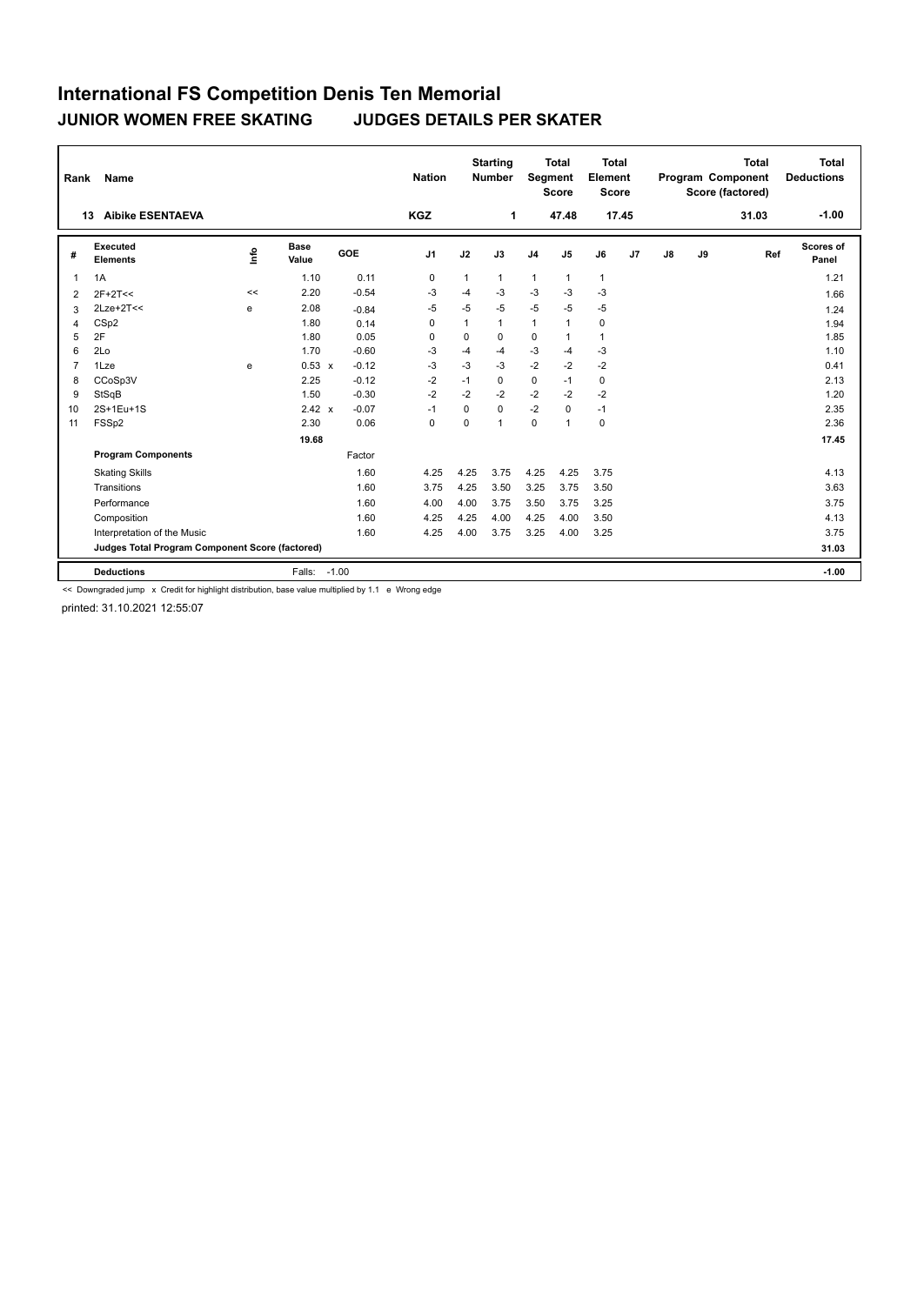# International FS Competition Denis Ten Memorial

## JUNIOR WOMEN FREE SKATING　　JUDGES DETAILS PER SKATER

| Rank | Name | Nation | Starting Number | Total Segment Score | Total Element Score | Total Program Component Score (factored) | Total Deductions |
|---|---|---|---|---|---|---|---|
| 13 | Aibike ESENTAEVA | KGZ | 1 | 47.48 | 17.45 | 31.03 | -1.00 |

| # | Executed Elements | Info | Base Value | | GOE | J1 | J2 | J3 | J4 | J5 | J6 | J7 | J8 | J9 | Ref | Scores of Panel |
|---|---|---|---|---|---|---|---|---|---|---|---|---|---|---|---|---|
| 1 | 1A | | 1.10 | | 0.11 | 0 | 1 | 1 | 1 | 1 | 1 | | | | | 1.21 |
| 2 | 2F+2T<< | << | 2.20 | | -0.54 | -3 | -4 | -3 | -3 | -3 | -3 | | | | | 1.66 |
| 3 | 2Lze+2T<< | e | 2.08 | | -0.84 | -5 | -5 | -5 | -5 | -5 | -5 | | | | | 1.24 |
| 4 | CSp2 | | 1.80 | | 0.14 | 0 | 1 | 1 | 1 | 1 | 0 | | | | | 1.94 |
| 5 | 2F | | 1.80 | | 0.05 | 0 | 0 | 0 | 0 | 1 | 1 | | | | | 1.85 |
| 6 | 2Lo | | 1.70 | | -0.60 | -3 | -4 | -4 | -3 | -4 | -3 | | | | | 1.10 |
| 7 | 1Lze | e | 0.53 | x | -0.12 | -3 | -3 | -3 | -2 | -2 | -2 | | | | | 0.41 |
| 8 | CCoSp3V | | 2.25 | | -0.12 | -2 | -1 | 0 | 0 | -1 | 0 | | | | | 2.13 |
| 9 | StSqB | | 1.50 | | -0.30 | -2 | -2 | -2 | -2 | -2 | -2 | | | | | 1.20 |
| 10 | 2S+1Eu+1S | | 2.42 | x | -0.07 | -1 | 0 | 0 | -2 | 0 | -1 | | | | | 2.35 |
| 11 | FSSp2 | | 2.30 | | 0.06 | 0 | 0 | 1 | 0 | 1 | 0 | | | | | 2.36 |
| | | | 19.68 | | | | | | | | | | | | | 17.45 |
| | **Program Components** | | | | Factor | | | | | | | | | | | |
| | Skating Skills | | | | 1.60 | 4.25 | 4.25 | 3.75 | 4.25 | 4.25 | 3.75 | | | | | 4.13 |
| | Transitions | | | | 1.60 | 3.75 | 4.25 | 3.50 | 3.25 | 3.75 | 3.50 | | | | | 3.63 |
| | Performance | | | | 1.60 | 4.00 | 4.00 | 3.75 | 3.50 | 3.75 | 3.25 | | | | | 3.75 |
| | Composition | | | | 1.60 | 4.25 | 4.25 | 4.00 | 4.25 | 4.00 | 3.50 | | | | | 4.13 |
| | Interpretation of the Music | | | | 1.60 | 4.25 | 4.00 | 3.75 | 3.25 | 4.00 | 3.25 | | | | | 3.75 |
| | **Judges Total Program Component Score (factored)** | | | | | | | | | | | | | | | 31.03 |
| | **Deductions** | | Falls: | | -1.00 | | | | | | | | | | | -1.00 |

<< Downgraded jump　x Credit for highlight distribution, base value multiplied by 1.1　e Wrong edge

printed: 31.10.2021 12:55:07